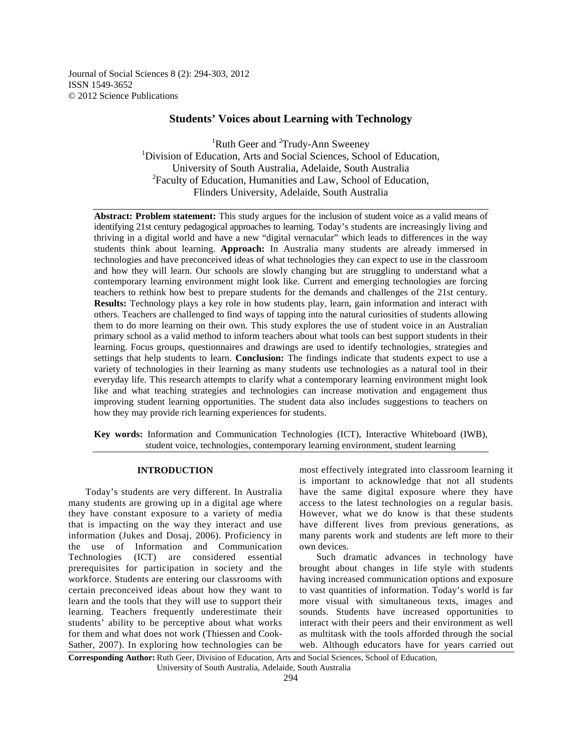# Students' Voices about Learning with Technology

[1]Ruth Geer and [2]Trudy-Ann Sweeney

[1]Division of Education, Arts and Social Sciences, School of Education, University of South Australia, Adelaide, South Australia

[2]Faculty of Education, Humanities and Law, School of Education, Flinders University, Adelaide, South Australia

---

**Abstract: Problem statement:** This study argues for the inclusion of student voice as a valid means of identifying 21st century pedagogical approaches to learning. Today's students are increasingly living and thriving in a digital world and have a new "digital vernacular" which leads to differences in the way students think about learning. **Approach:** In Australia many students are already immersed in technologies and have preconceived ideas of what technologies they can expect to use in the classroom and how they will learn. Our schools are slowly changing but are struggling to understand what a contemporary learning environment might look like. Current and emerging technologies are forcing teachers to rethink how best to prepare students for the demands and challenges of the 21st century. **Results:** Technology plays a key role in how students play, learn, gain information and interact with others. Teachers are challenged to find ways of tapping into the natural curiosities of students allowing them to do more learning on their own. This study explores the use of student voice in an Australian primary school as a valid method to inform teachers about what tools can best support students in their learning. Focus groups, questionnaires and drawings are used to identify technologies, strategies and settings that help students to learn. **Conclusion:** The findings indicate that students expect to use a variety of technologies in their learning as many students use technologies as a natural tool in their everyday life. This research attempts to clarify what a contemporary learning environment might look like and what teaching strategies and technologies can increase motivation and engagement thus improving student learning opportunities. The student data also includes suggestions to teachers on how they may provide rich learning experiences for students.

**Key words:** Information and Communication Technologies (ICT), Interactive Whiteboard (IWB), student voice, technologies, contemporary learning environment, student learning

---

## INTRODUCTION

Today's students are very different. In Australia many students are growing up in a digital age where they have constant exposure to a variety of media that is impacting on the way they interact and use information (Jukes and Dosaj, 2006). Proficiency in the use of Information and Communication Technologies (ICT) are considered essential prerequisites for participation in society and the workforce. Students are entering our classrooms with certain preconceived ideas about how they want to learn and the tools that they will use to support their learning. Teachers frequently underestimate their students' ability to be perceptive about what works for them and what does not work (Thiessen and Cook-Sather, 2007). In exploring how technologies can be most effectively integrated into classroom learning it is important to acknowledge that not all students have the same digital exposure where they have access to the latest technologies on a regular basis. However, what we do know is that these students have different lives from previous generations, as many parents work and students are left more to their own devices.

Such dramatic advances in technology have brought about changes in life style with students having increased communication options and exposure to vast quantities of information. Today's world is far more visual with simultaneous texts, images and sounds. Students have increased opportunities to interact with their peers and their environment as well as multitask with the tools afforded through the social web. Although educators have for years carried out

**Corresponding Author:** Ruth Geer, Division of Education, Arts and Social Sciences, School of Education, University of South Australia, Adelaide, South Australia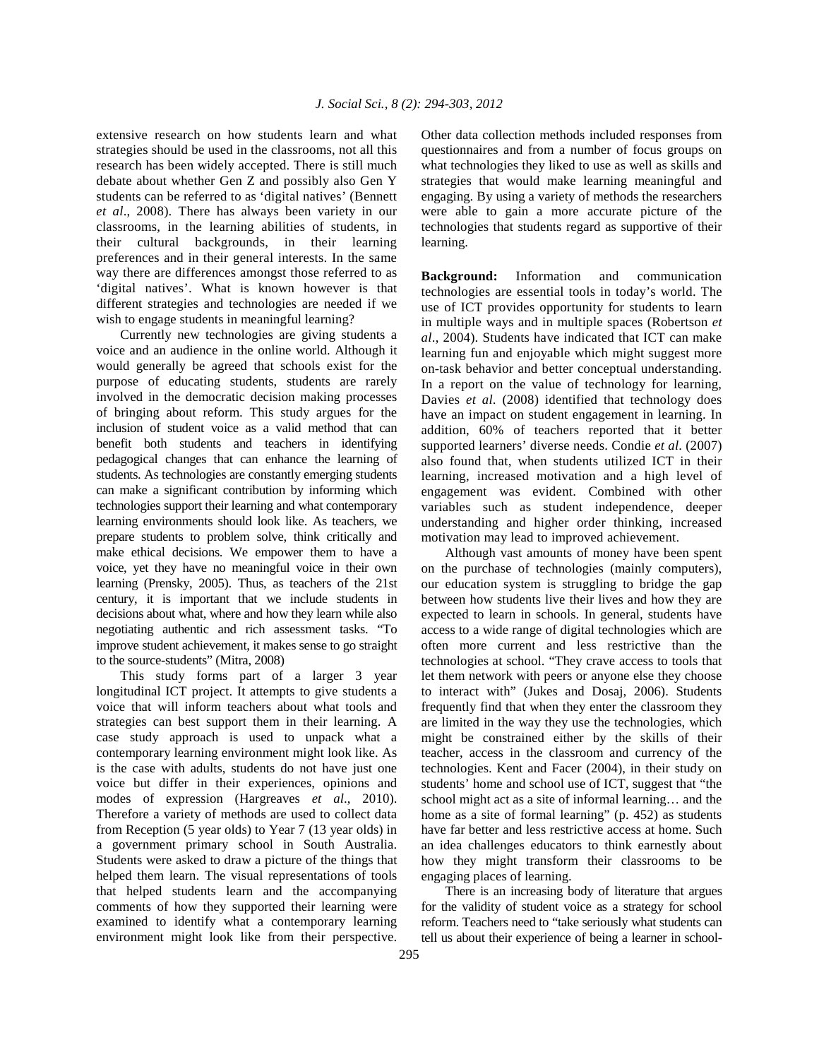extensive research on how students learn and what strategies should be used in the classrooms, not all this research has been widely accepted. There is still much debate about whether Gen Z and possibly also Gen Y students can be referred to as 'digital natives' (Bennett *et al*., 2008). There has always been variety in our classrooms, in the learning abilities of students, in their cultural backgrounds, in their learning preferences and in their general interests. In the same way there are differences amongst those referred to as 'digital natives'. What is known however is that different strategies and technologies are needed if we wish to engage students in meaningful learning?

Currently new technologies are giving students a voice and an audience in the online world. Although it would generally be agreed that schools exist for the purpose of educating students, students are rarely involved in the democratic decision making processes of bringing about reform. This study argues for the inclusion of student voice as a valid method that can benefit both students and teachers in identifying pedagogical changes that can enhance the learning of students. As technologies are constantly emerging students can make a significant contribution by informing which technologies support their learning and what contemporary learning environments should look like. As teachers, we prepare students to problem solve, think critically and make ethical decisions. We empower them to have a voice, yet they have no meaningful voice in their own learning (Prensky, 2005). Thus, as teachers of the 21st century, it is important that we include students in decisions about what, where and how they learn while also negotiating authentic and rich assessment tasks. "To improve student achievement, it makes sense to go straight to the source-students" (Mitra, 2008)

This study forms part of a larger 3 year longitudinal ICT project. It attempts to give students a voice that will inform teachers about what tools and strategies can best support them in their learning. A case study approach is used to unpack what a contemporary learning environment might look like. As is the case with adults, students do not have just one voice but differ in their experiences, opinions and modes of expression (Hargreaves *et al*., 2010). Therefore a variety of methods are used to collect data from Reception (5 year olds) to Year 7 (13 year olds) in a government primary school in South Australia. Students were asked to draw a picture of the things that helped them learn. The visual representations of tools that helped students learn and the accompanying comments of how they supported their learning were examined to identify what a contemporary learning environment might look like from their perspective. Other data collection methods included responses from questionnaires and from a number of focus groups on what technologies they liked to use as well as skills and strategies that would make learning meaningful and engaging. By using a variety of methods the researchers were able to gain a more accurate picture of the technologies that students regard as supportive of their learning.

**Background:** Information and communication technologies are essential tools in today's world. The use of ICT provides opportunity for students to learn in multiple ways and in multiple spaces (Robertson *et al*., 2004). Students have indicated that ICT can make learning fun and enjoyable which might suggest more on-task behavior and better conceptual understanding. In a report on the value of technology for learning, Davies *et al.* (2008) identified that technology does have an impact on student engagement in learning. In addition, 60% of teachers reported that it better supported learners' diverse needs. Condie *et al*. (2007) also found that, when students utilized ICT in their learning, increased motivation and a high level of engagement was evident. Combined with other variables such as student independence, deeper understanding and higher order thinking, increased motivation may lead to improved achievement.

Although vast amounts of money have been spent on the purchase of technologies (mainly computers), our education system is struggling to bridge the gap between how students live their lives and how they are expected to learn in schools. In general, students have access to a wide range of digital technologies which are often more current and less restrictive than the technologies at school. "They crave access to tools that let them network with peers or anyone else they choose to interact with" (Jukes and Dosaj, 2006). Students frequently find that when they enter the classroom they are limited in the way they use the technologies, which might be constrained either by the skills of their teacher, access in the classroom and currency of the technologies. Kent and Facer (2004), in their study on students' home and school use of ICT, suggest that "the school might act as a site of informal learning… and the home as a site of formal learning" (p. 452) as students have far better and less restrictive access at home. Such an idea challenges educators to think earnestly about how they might transform their classrooms to be engaging places of learning.

There is an increasing body of literature that argues for the validity of student voice as a strategy for school reform. Teachers need to "take seriously what students can tell us about their experience of being a learner in school-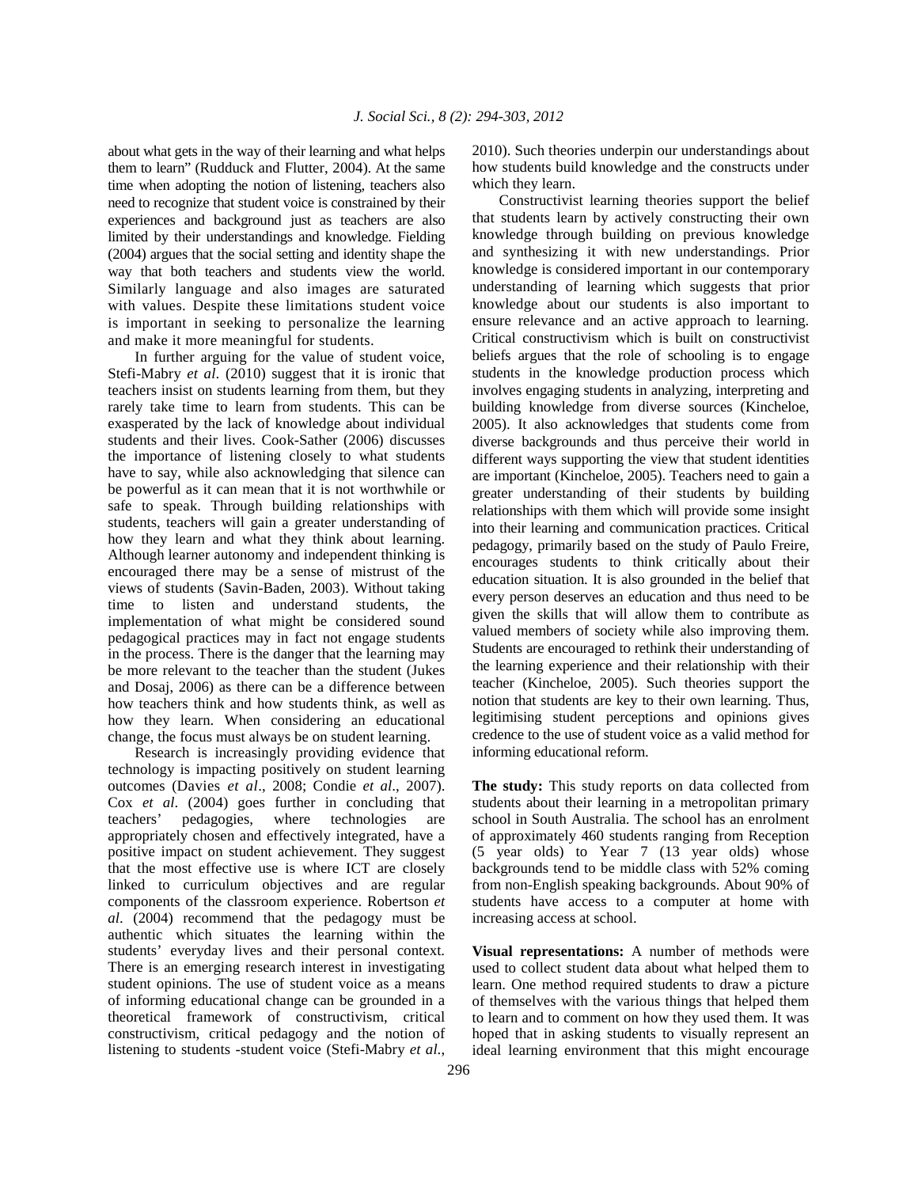about what gets in the way of their learning and what helps them to learn" (Rudduck and Flutter, 2004). At the same time when adopting the notion of listening, teachers also need to recognize that student voice is constrained by their experiences and background just as teachers are also limited by their understandings and knowledge. Fielding (2004) argues that the social setting and identity shape the way that both teachers and students view the world. Similarly language and also images are saturated with values. Despite these limitations student voice is important in seeking to personalize the learning and make it more meaningful for students.

In further arguing for the value of student voice, Stefi-Mabry *et al*. (2010) suggest that it is ironic that teachers insist on students learning from them, but they rarely take time to learn from students. This can be exasperated by the lack of knowledge about individual students and their lives. Cook-Sather (2006) discusses the importance of listening closely to what students have to say, while also acknowledging that silence can be powerful as it can mean that it is not worthwhile or safe to speak. Through building relationships with students, teachers will gain a greater understanding of how they learn and what they think about learning. Although learner autonomy and independent thinking is encouraged there may be a sense of mistrust of the views of students (Savin-Baden, 2003). Without taking time to listen and understand students, the implementation of what might be considered sound pedagogical practices may in fact not engage students in the process. There is the danger that the learning may be more relevant to the teacher than the student (Jukes and Dosaj, 2006) as there can be a difference between how teachers think and how students think, as well as how they learn. When considering an educational change, the focus must always be on student learning.

Research is increasingly providing evidence that technology is impacting positively on student learning outcomes (Davies *et al*., 2008; Condie *et al*., 2007). Cox *et al*. (2004) goes further in concluding that teachers' pedagogies, where technologies are appropriately chosen and effectively integrated, have a positive impact on student achievement. They suggest that the most effective use is where ICT are closely linked to curriculum objectives and are regular components of the classroom experience. Robertson *et al*. (2004) recommend that the pedagogy must be authentic which situates the learning within the students' everyday lives and their personal context. There is an emerging research interest in investigating student opinions. The use of student voice as a means of informing educational change can be grounded in a theoretical framework of constructivism, critical constructivism, critical pedagogy and the notion of listening to students -student voice (Stefi-Mabry *et al*., 2010). Such theories underpin our understandings about how students build knowledge and the constructs under which they learn.

Constructivist learning theories support the belief that students learn by actively constructing their own knowledge through building on previous knowledge and synthesizing it with new understandings. Prior knowledge is considered important in our contemporary understanding of learning which suggests that prior knowledge about our students is also important to ensure relevance and an active approach to learning. Critical constructivism which is built on constructivist beliefs argues that the role of schooling is to engage students in the knowledge production process which involves engaging students in analyzing, interpreting and building knowledge from diverse sources (Kincheloe, 2005). It also acknowledges that students come from diverse backgrounds and thus perceive their world in different ways supporting the view that student identities are important (Kincheloe, 2005). Teachers need to gain a greater understanding of their students by building relationships with them which will provide some insight into their learning and communication practices. Critical pedagogy, primarily based on the study of Paulo Freire, encourages students to think critically about their education situation. It is also grounded in the belief that every person deserves an education and thus need to be given the skills that will allow them to contribute as valued members of society while also improving them. Students are encouraged to rethink their understanding of the learning experience and their relationship with their teacher (Kincheloe, 2005). Such theories support the notion that students are key to their own learning. Thus, legitimising student perceptions and opinions gives credence to the use of student voice as a valid method for informing educational reform.

**The study:** This study reports on data collected from students about their learning in a metropolitan primary school in South Australia. The school has an enrolment of approximately 460 students ranging from Reception (5 year olds) to Year 7 (13 year olds) whose backgrounds tend to be middle class with 52% coming from non-English speaking backgrounds. About 90% of students have access to a computer at home with increasing access at school.

**Visual representations:** A number of methods were used to collect student data about what helped them to learn. One method required students to draw a picture of themselves with the various things that helped them to learn and to comment on how they used them. It was hoped that in asking students to visually represent an ideal learning environment that this might encourage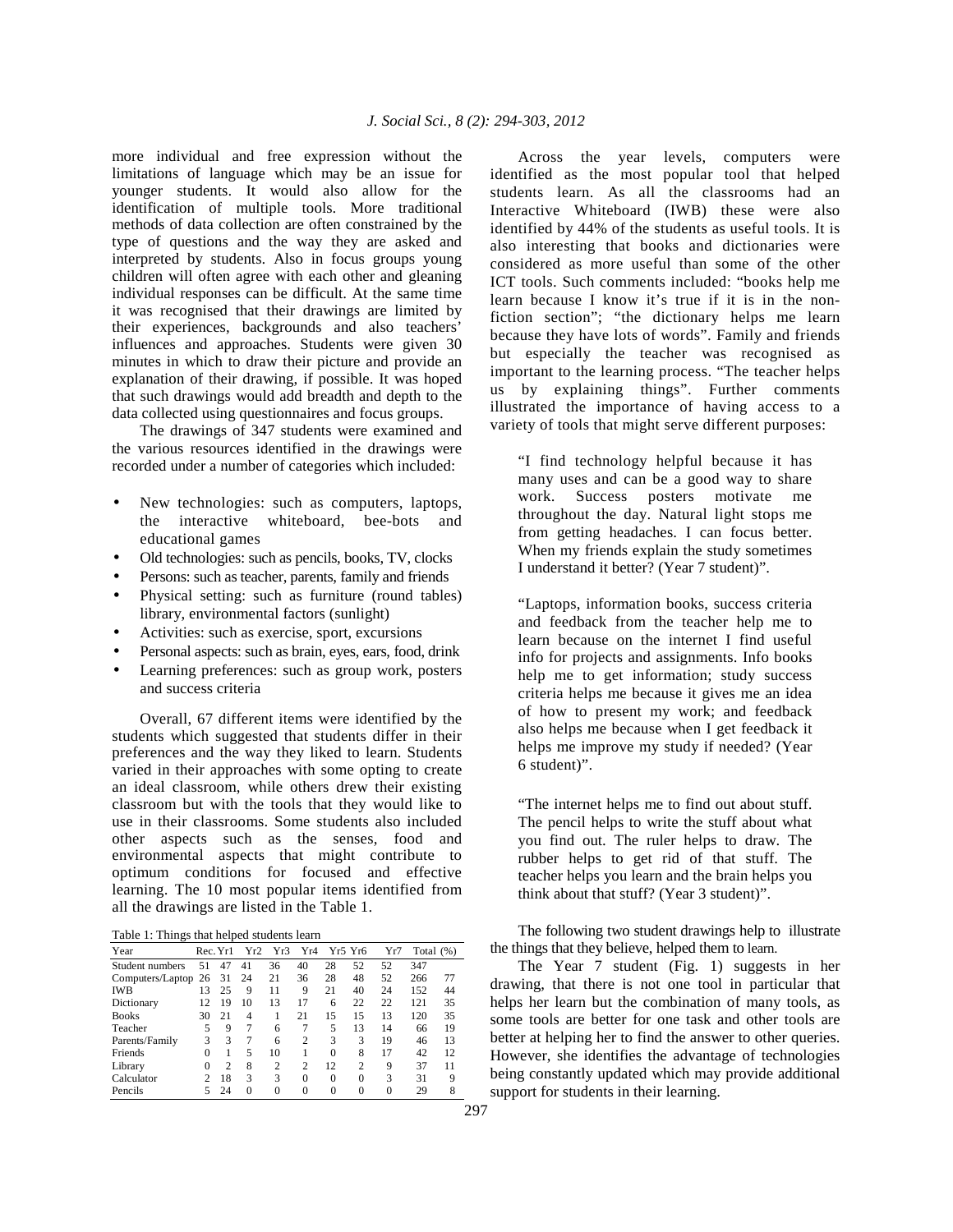more individual and free expression without the limitations of language which may be an issue for younger students. It would also allow for the identification of multiple tools. More traditional methods of data collection are often constrained by the type of questions and the way they are asked and interpreted by students. Also in focus groups young children will often agree with each other and gleaning individual responses can be difficult. At the same time it was recognised that their drawings are limited by their experiences, backgrounds and also teachers' influences and approaches. Students were given 30 minutes in which to draw their picture and provide an explanation of their drawing, if possible. It was hoped that such drawings would add breadth and depth to the data collected using questionnaires and focus groups.

The drawings of 347 students were examined and the various resources identified in the drawings were recorded under a number of categories which included:

- New technologies: such as computers, laptops, the interactive whiteboard, bee-bots and educational games
- Old technologies: such as pencils, books, TV, clocks
- Persons: such as teacher, parents, family and friends
- Physical setting: such as furniture (round tables) library, environmental factors (sunlight)
- Activities: such as exercise, sport, excursions
- Personal aspects: such as brain, eyes, ears, food, drink
- Learning preferences: such as group work, posters and success criteria

Overall, 67 different items were identified by the students which suggested that students differ in their preferences and the way they liked to learn. Students varied in their approaches with some opting to create an ideal classroom, while others drew their existing classroom but with the tools that they would like to use in their classrooms. Some students also included other aspects such as the senses, food and environmental aspects that might contribute to optimum conditions for focused and effective learning. The 10 most popular items identified from all the drawings are listed in the Table 1.

Table 1: Things that helped students learn

| Year | Rec. | Yr1 | Yr2 | Yr3 | Yr4 | Yr5 | Yr6 | Yr7 | Total | (%) |
|---|---|---|---|---|---|---|---|---|---|---|
| Student numbers | 51 | 47 | 41 | 36 | 40 | 28 | 52 | 52 | 347 | |
| Computers/Laptop | 26 | 31 | 24 | 21 | 36 | 28 | 48 | 52 | 266 | 77 |
| IWB | 13 | 25 | 9 | 11 | 9 | 21 | 40 | 24 | 152 | 44 |
| Dictionary | 12 | 19 | 10 | 13 | 17 | 6 | 22 | 22 | 121 | 35 |
| Books | 30 | 21 | 4 | 1 | 21 | 15 | 15 | 13 | 120 | 35 |
| Teacher | 5 | 9 | 7 | 6 | 7 | 5 | 13 | 14 | 66 | 19 |
| Parents/Family | 3 | 3 | 7 | 6 | 2 | 3 | 3 | 19 | 46 | 13 |
| Friends | 0 | 1 | 5 | 10 | 1 | 0 | 8 | 17 | 42 | 12 |
| Library | 0 | 2 | 8 | 2 | 2 | 12 | 2 | 9 | 37 | 11 |
| Calculator | 2 | 18 | 3 | 3 | 0 | 0 | 0 | 3 | 31 | 9 |
| Pencils | 5 | 24 | 0 | 0 | 0 | 0 | 0 | 0 | 29 | 8 |

Across the year levels, computers were identified as the most popular tool that helped students learn. As all the classrooms had an Interactive Whiteboard (IWB) these were also identified by 44% of the students as useful tools. It is also interesting that books and dictionaries were considered as more useful than some of the other ICT tools. Such comments included: "books help me learn because I know it's true if it is in the non-fiction section"; "the dictionary helps me learn because they have lots of words". Family and friends but especially the teacher was recognised as important to the learning process. "The teacher helps us by explaining things". Further comments illustrated the importance of having access to a variety of tools that might serve different purposes:

> "I find technology helpful because it has many uses and can be a good way to share work. Success posters motivate me throughout the day. Natural light stops me from getting headaches. I can focus better. When my friends explain the study sometimes I understand it better? (Year 7 student)".

> "Laptops, information books, success criteria and feedback from the teacher help me to learn because on the internet I find useful info for projects and assignments. Info books help me to get information; study success criteria helps me because it gives me an idea of how to present my work; and feedback also helps me because when I get feedback it helps me improve my study if needed? (Year 6 student)".

> "The internet helps me to find out about stuff. The pencil helps to write the stuff about what you find out. The ruler helps to draw. The rubber helps to get rid of that stuff. The teacher helps you learn and the brain helps you think about that stuff? (Year 3 student)".

The following two student drawings help to illustrate the things that they believe, helped them to learn.

The Year 7 student (Fig. 1) suggests in her drawing, that there is not one tool in particular that helps her learn but the combination of many tools, as some tools are better for one task and other tools are better at helping her to find the answer to other queries. However, she identifies the advantage of technologies being constantly updated which may provide additional support for students in their learning.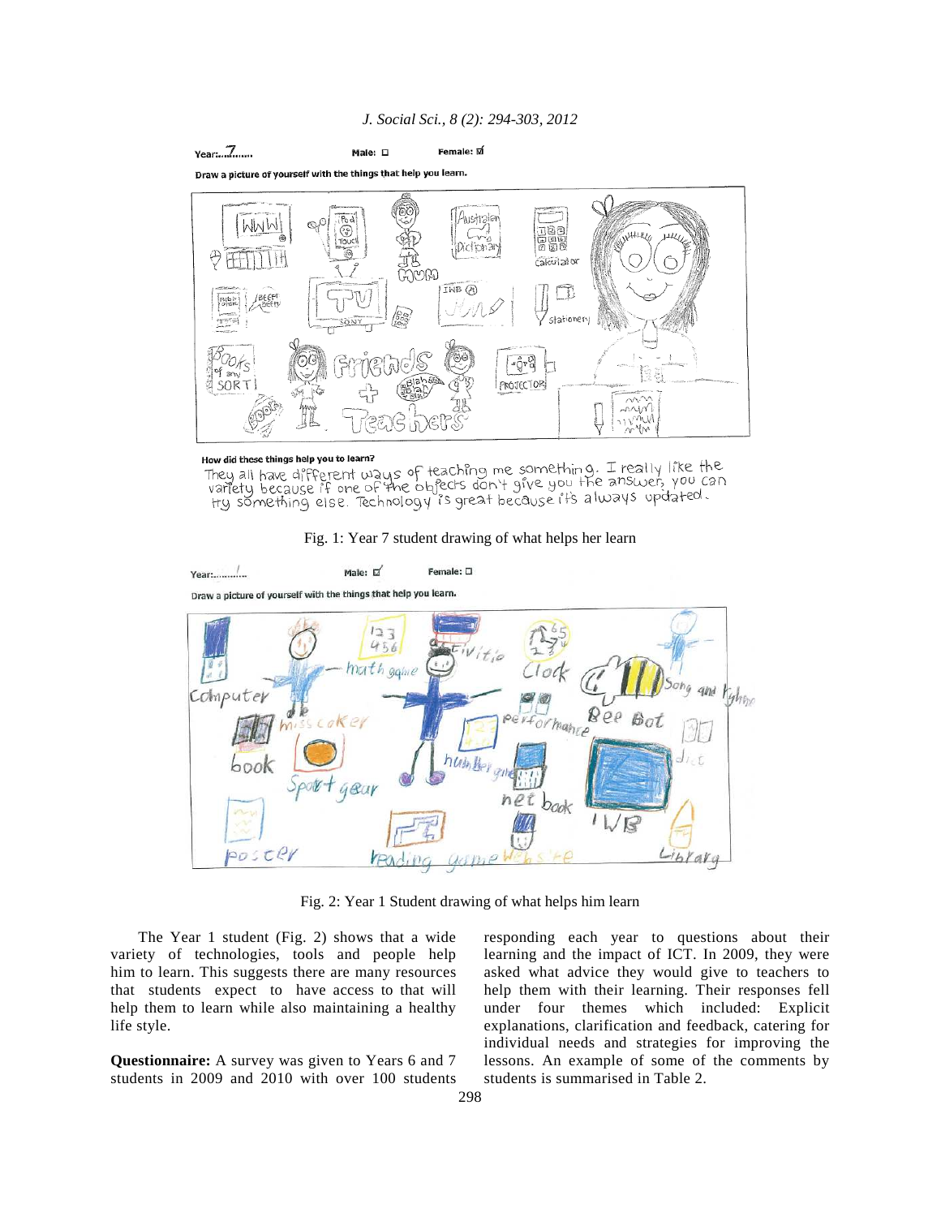Fig. 1: Year 7 student drawing of what helps her learn

Fig. 2: Year 1 Student drawing of what helps him learn

The Year 1 student (Fig. 2) shows that a wide variety of technologies, tools and people help him to learn. This suggests there are many resources that students expect to have access to that will help them to learn while also maintaining a healthy life style.

**Questionnaire:** A survey was given to Years 6 and 7 students in 2009 and 2010 with over 100 students responding each year to questions about their learning and the impact of ICT. In 2009, they were asked what advice they would give to teachers to help them with their learning. Their responses fell under four themes which included: Explicit explanations, clarification and feedback, catering for individual needs and strategies for improving the lessons. An example of some of the comments by students is summarised in Table 2.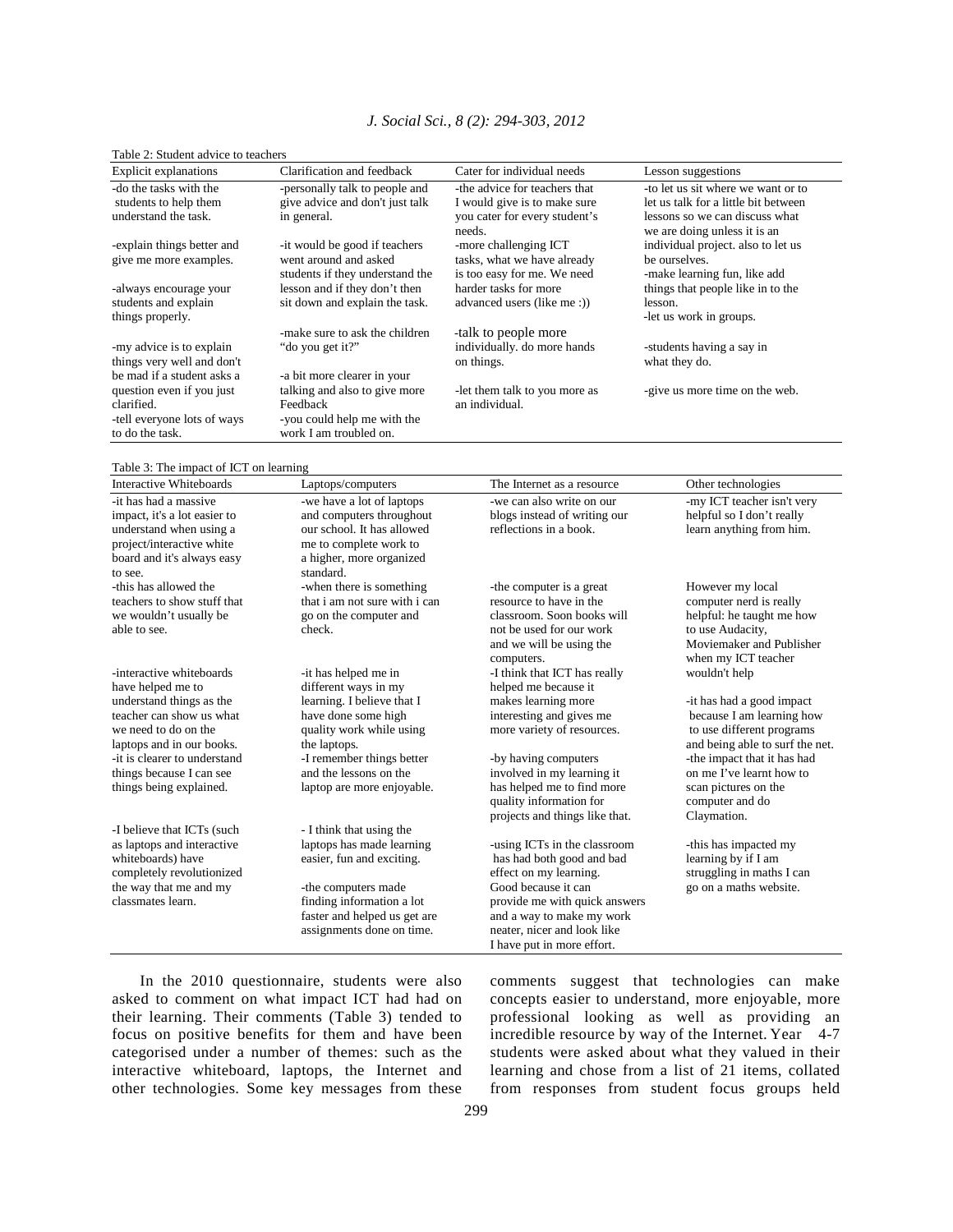Table 2: Student advice to teachers

| Explicit explanations | Clarification and feedback | Cater for individual needs | Lesson suggestions |
|---|---|---|---|
| -do the tasks with the students to help them understand the task. | -personally talk to people and give advice and don't just talk in general. | -the advice for teachers that I would give is to make sure you cater for every student's needs. | -to let us sit where we want or to let us talk for a little bit between lessons so we can discuss what we are doing unless it is an individual project. also to let us be ourselves. |
| -explain things better and give me more examples. | -it would be good if teachers went around and asked students if they understand the lesson and if they don't then sit down and explain the task. | -more challenging ICT tasks, what we have already is too easy for me. We need harder tasks for more advanced users (like me :)) | -make learning fun, like add things that people like in to the lesson. |
| -always encourage your students and explain things properly. | | | -let us work in groups. |
| -my advice is to explain things very well and don't be mad if a student asks a question even if you just clarified. | -make sure to ask the children "do you get it?" | -talk to people more individually. do more hands on things. | -students having a say in what they do. |
| | -a bit more clearer in your talking and also to give more Feedback | -let them talk to you more as an individual. | -give us more time on the web. |
| -tell everyone lots of ways to do the task. | -you could help me with the work I am troubled on. | | |

Table 3: The impact of ICT on learning

| Interactive Whiteboards | Laptops/computers | The Internet as a resource | Other technologies |
|---|---|---|---|
| -it has had a massive impact, it's a lot easier to understand when using a project/interactive white board and it's always easy to see. | -we have a lot of laptops and computers throughout our school. It has allowed me to complete work to a higher, more organized standard. | -we can also write on our blogs instead of writing our reflections in a book. | -my ICT teacher isn't very helpful so I don't really learn anything from him. |
| -this has allowed the teachers to show stuff that we wouldn't usually be able to see. | -when there is something that i am not sure with i can go on the computer and check. | -the computer is a great resource to have in the classroom. Soon books will not be used for our work and we will be using the computers. | However my local computer nerd is really helpful: he taught me how to use Audacity, Moviemaker and Publisher when my ICT teacher wouldn't help |
| -interactive whiteboards have helped me to understand things as the teacher can show us what we need to do on the laptops and in our books. | -it has helped me in different ways in my learning. I believe that I have done some high quality work while using the laptops. | -I think that ICT has really helped me because it makes learning more interesting and gives me more variety of resources. | -it has had a good impact because I am learning how to use different programs and being able to surf the net. |
| -it is clearer to understand things because I can see things being explained. | -I remember things better and the lessons on the laptop are more enjoyable. | -by having computers involved in my learning it has helped me to find more quality information for projects and things like that. | -the impact that it has had on me I've learnt how to scan pictures on the computer and do Claymation. |
| -I believe that ICTs (such as laptops and interactive whiteboards) have completely revolutionized the way that me and my classmates learn. | - I think that using the laptops has made learning easier, fun and exciting. | -using ICTs in the classroom has had both good and bad effect on my learning. Good because it can provide me with quick answers and a way to make my work neater, nicer and look like I have put in more effort. | -this has impacted my learning by if I am struggling in maths I can go on a maths website. |
| | -the computers made finding information a lot faster and helped us get are assignments done on time. | | |

In the 2010 questionnaire, students were also asked to comment on what impact ICT had had on their learning. Their comments (Table 3) tended to focus on positive benefits for them and have been categorised under a number of themes: such as the interactive whiteboard, laptops, the Internet and other technologies. Some key messages from these comments suggest that technologies can make concepts easier to understand, more enjoyable, more professional looking as well as providing an incredible resource by way of the Internet. Year 4-7 students were asked about what they valued in their learning and chose from a list of 21 items, collated from responses from student focus groups held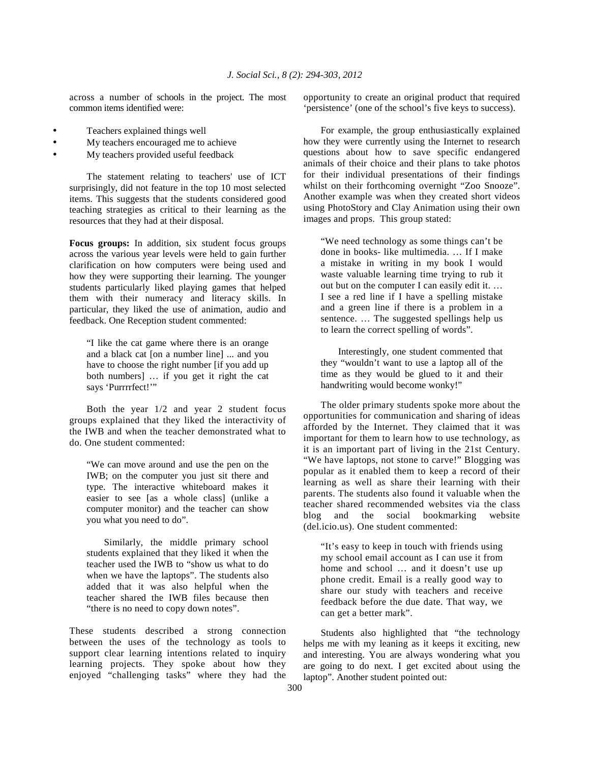across a number of schools in the project. The most common items identified were:

- Teachers explained things well
- My teachers encouraged me to achieve
- My teachers provided useful feedback

The statement relating to teachers' use of ICT surprisingly, did not feature in the top 10 most selected items. This suggests that the students considered good teaching strategies as critical to their learning as the resources that they had at their disposal.

**Focus groups:** In addition, six student focus groups across the various year levels were held to gain further clarification on how computers were being used and how they were supporting their learning. The younger students particularly liked playing games that helped them with their numeracy and literacy skills. In particular, they liked the use of animation, audio and feedback. One Reception student commented:

> "I like the cat game where there is an orange and a black cat [on a number line] ... and you have to choose the right number [if you add up both numbers] … if you get it right the cat says 'Purrrrfect!'"

Both the year 1/2 and year 2 student focus groups explained that they liked the interactivity of the IWB and when the teacher demonstrated what to do. One student commented:

> "We can move around and use the pen on the IWB; on the computer you just sit there and type. The interactive whiteboard makes it easier to see [as a whole class] (unlike a computer monitor) and the teacher can show you what you need to do".
>
> Similarly, the middle primary school students explained that they liked it when the teacher used the IWB to "show us what to do when we have the laptops". The students also added that it was also helpful when the teacher shared the IWB files because then "there is no need to copy down notes".

These students described a strong connection between the uses of the technology as tools to support clear learning intentions related to inquiry learning projects. They spoke about how they enjoyed "challenging tasks" where they had the opportunity to create an original product that required 'persistence' (one of the school's five keys to success).

For example, the group enthusiastically explained how they were currently using the Internet to research questions about how to save specific endangered animals of their choice and their plans to take photos for their individual presentations of their findings whilst on their forthcoming overnight "Zoo Snooze". Another example was when they created short videos using PhotoStory and Clay Animation using their own images and props. This group stated:

> "We need technology as some things can't be done in books- like multimedia. … If I make a mistake in writing in my book I would waste valuable learning time trying to rub it out but on the computer I can easily edit it. … I see a red line if I have a spelling mistake and a green line if there is a problem in a sentence. … The suggested spellings help us to learn the correct spelling of words".
>
> Interestingly, one student commented that they "wouldn't want to use a laptop all of the time as they would be glued to it and their handwriting would become wonky!"

The older primary students spoke more about the opportunities for communication and sharing of ideas afforded by the Internet. They claimed that it was important for them to learn how to use technology, as it is an important part of living in the 21st Century. "We have laptops, not stone to carve!" Blogging was popular as it enabled them to keep a record of their learning as well as share their learning with their parents. The students also found it valuable when the teacher shared recommended websites via the class blog and the social bookmarking website (del.icio.us). One student commented:

> "It's easy to keep in touch with friends using my school email account as I can use it from home and school … and it doesn't use up phone credit. Email is a really good way to share our study with teachers and receive feedback before the due date. That way, we can get a better mark".

Students also highlighted that "the technology helps me with my leaning as it keeps it exciting, new and interesting. You are always wondering what you are going to do next. I get excited about using the laptop". Another student pointed out: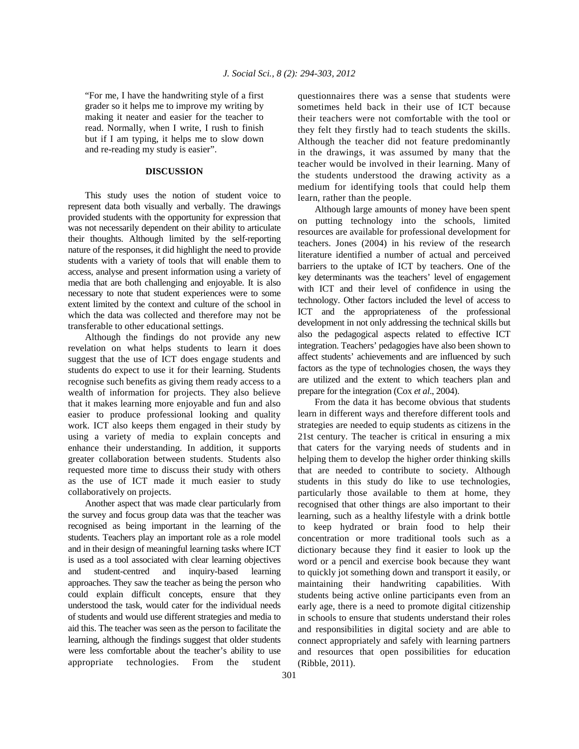"For me, I have the handwriting style of a first grader so it helps me to improve my writing by making it neater and easier for the teacher to read. Normally, when I write, I rush to finish but if I am typing, it helps me to slow down and re-reading my study is easier".

## DISCUSSION

This study uses the notion of student voice to represent data both visually and verbally. The drawings provided students with the opportunity for expression that was not necessarily dependent on their ability to articulate their thoughts. Although limited by the self-reporting nature of the responses, it did highlight the need to provide students with a variety of tools that will enable them to access, analyse and present information using a variety of media that are both challenging and enjoyable. It is also necessary to note that student experiences were to some extent limited by the context and culture of the school in which the data was collected and therefore may not be transferable to other educational settings.

Although the findings do not provide any new revelation on what helps students to learn it does suggest that the use of ICT does engage students and students do expect to use it for their learning. Students recognise such benefits as giving them ready access to a wealth of information for projects. They also believe that it makes learning more enjoyable and fun and also easier to produce professional looking and quality work. ICT also keeps them engaged in their study by using a variety of media to explain concepts and enhance their understanding. In addition, it supports greater collaboration between students. Students also requested more time to discuss their study with others as the use of ICT made it much easier to study collaboratively on projects.

Another aspect that was made clear particularly from the survey and focus group data was that the teacher was recognised as being important in the learning of the students. Teachers play an important role as a role model and in their design of meaningful learning tasks where ICT is used as a tool associated with clear learning objectives and student-centred and inquiry-based learning approaches. They saw the teacher as being the person who could explain difficult concepts, ensure that they understood the task, would cater for the individual needs of students and would use different strategies and media to aid this. The teacher was seen as the person to facilitate the learning, although the findings suggest that older students were less comfortable about the teacher's ability to use appropriate technologies. From the student questionnaires there was a sense that students were sometimes held back in their use of ICT because their teachers were not comfortable with the tool or they felt they firstly had to teach students the skills. Although the teacher did not feature predominantly in the drawings, it was assumed by many that the teacher would be involved in their learning. Many of the students understood the drawing activity as a medium for identifying tools that could help them learn, rather than the people.

Although large amounts of money have been spent on putting technology into the schools, limited resources are available for professional development for teachers. Jones (2004) in his review of the research literature identified a number of actual and perceived barriers to the uptake of ICT by teachers. One of the key determinants was the teachers' level of engagement with ICT and their level of confidence in using the technology. Other factors included the level of access to ICT and the appropriateness of the professional development in not only addressing the technical skills but also the pedagogical aspects related to effective ICT integration. Teachers' pedagogies have also been shown to affect students' achievements and are influenced by such factors as the type of technologies chosen, the ways they are utilized and the extent to which teachers plan and prepare for the integration (Cox *et al*., 2004).

From the data it has become obvious that students learn in different ways and therefore different tools and strategies are needed to equip students as citizens in the 21st century. The teacher is critical in ensuring a mix that caters for the varying needs of students and in helping them to develop the higher order thinking skills that are needed to contribute to society. Although students in this study do like to use technologies, particularly those available to them at home, they recognised that other things are also important to their learning, such as a healthy lifestyle with a drink bottle to keep hydrated or brain food to help their concentration or more traditional tools such as a dictionary because they find it easier to look up the word or a pencil and exercise book because they want to quickly jot something down and transport it easily, or maintaining their handwriting capabilities. With students being active online participants even from an early age, there is a need to promote digital citizenship in schools to ensure that students understand their roles and responsibilities in digital society and are able to connect appropriately and safely with learning partners and resources that open possibilities for education (Ribble, 2011).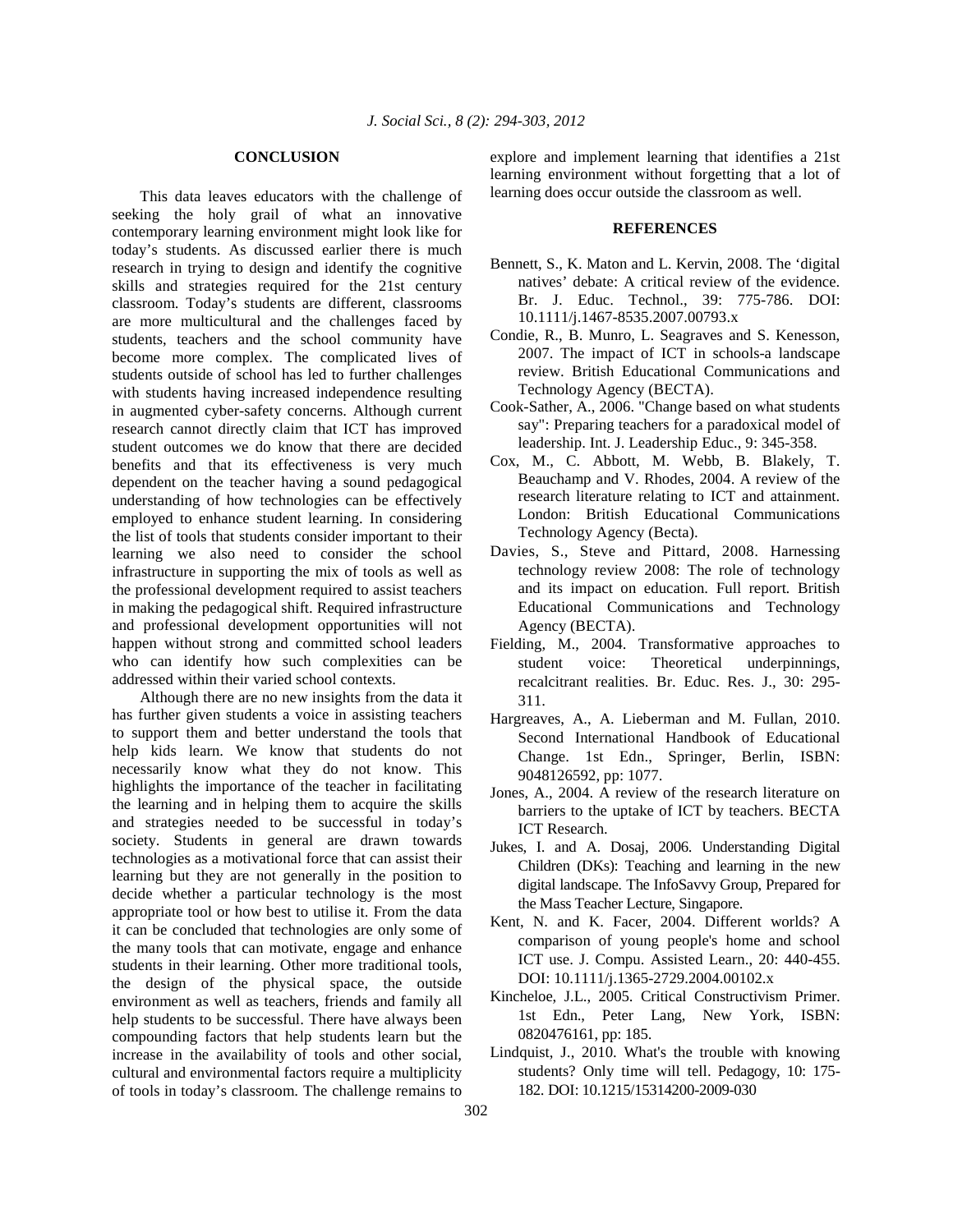## CONCLUSION

This data leaves educators with the challenge of seeking the holy grail of what an innovative contemporary learning environment might look like for today's students. As discussed earlier there is much research in trying to design and identify the cognitive skills and strategies required for the 21st century classroom. Today's students are different, classrooms are more multicultural and the challenges faced by students, teachers and the school community have become more complex. The complicated lives of students outside of school has led to further challenges with students having increased independence resulting in augmented cyber-safety concerns. Although current research cannot directly claim that ICT has improved student outcomes we do know that there are decided benefits and that its effectiveness is very much dependent on the teacher having a sound pedagogical understanding of how technologies can be effectively employed to enhance student learning. In considering the list of tools that students consider important to their learning we also need to consider the school infrastructure in supporting the mix of tools as well as the professional development required to assist teachers in making the pedagogical shift. Required infrastructure and professional development opportunities will not happen without strong and committed school leaders who can identify how such complexities can be addressed within their varied school contexts.

Although there are no new insights from the data it has further given students a voice in assisting teachers to support them and better understand the tools that help kids learn. We know that students do not necessarily know what they do not know. This highlights the importance of the teacher in facilitating the learning and in helping them to acquire the skills and strategies needed to be successful in today's society. Students in general are drawn towards technologies as a motivational force that can assist their learning but they are not generally in the position to decide whether a particular technology is the most appropriate tool or how best to utilise it. From the data it can be concluded that technologies are only some of the many tools that can motivate, engage and enhance students in their learning. Other more traditional tools, the design of the physical space, the outside environment as well as teachers, friends and family all help students to be successful. There have always been compounding factors that help students learn but the increase in the availability of tools and other social, cultural and environmental factors require a multiplicity of tools in today's classroom. The challenge remains to explore and implement learning that identifies a 21st learning environment without forgetting that a lot of learning does occur outside the classroom as well.

## REFERENCES

Bennett, S., K. Maton and L. Kervin, 2008. The 'digital natives' debate: A critical review of the evidence. Br. J. Educ. Technol., 39: 775-786. DOI: 10.1111/j.1467-8535.2007.00793.x

Condie, R., B. Munro, L. Seagraves and S. Kenesson, 2007. The impact of ICT in schools-a landscape review. British Educational Communications and Technology Agency (BECTA).

Cook-Sather, A., 2006. "Change based on what students say": Preparing teachers for a paradoxical model of leadership. Int. J. Leadership Educ., 9: 345-358.

Cox, M., C. Abbott, M. Webb, B. Blakely, T. Beauchamp and V. Rhodes, 2004. A review of the research literature relating to ICT and attainment. London: British Educational Communications Technology Agency (Becta).

Davies, S., Steve and Pittard, 2008. Harnessing technology review 2008: The role of technology and its impact on education. Full report. British Educational Communications and Technology Agency (BECTA).

Fielding, M., 2004. Transformative approaches to student voice: Theoretical underpinnings, recalcitrant realities. Br. Educ. Res. J., 30: 295-311.

Hargreaves, A., A. Lieberman and M. Fullan, 2010. Second International Handbook of Educational Change. 1st Edn., Springer, Berlin, ISBN: 9048126592, pp: 1077.

Jones, A., 2004. A review of the research literature on barriers to the uptake of ICT by teachers. BECTA ICT Research.

Jukes, I. and A. Dosaj, 2006. Understanding Digital Children (DKs): Teaching and learning in the new digital landscape. The InfoSavvy Group, Prepared for the Mass Teacher Lecture, Singapore.

Kent, N. and K. Facer, 2004. Different worlds? A comparison of young people's home and school ICT use. J. Compu. Assisted Learn., 20: 440-455. DOI: 10.1111/j.1365-2729.2004.00102.x

Kincheloe, J.L., 2005. Critical Constructivism Primer. 1st Edn., Peter Lang, New York, ISBN: 0820476161, pp: 185.

Lindquist, J., 2010. What's the trouble with knowing students? Only time will tell. Pedagogy, 10: 175-182. DOI: 10.1215/15314200-2009-030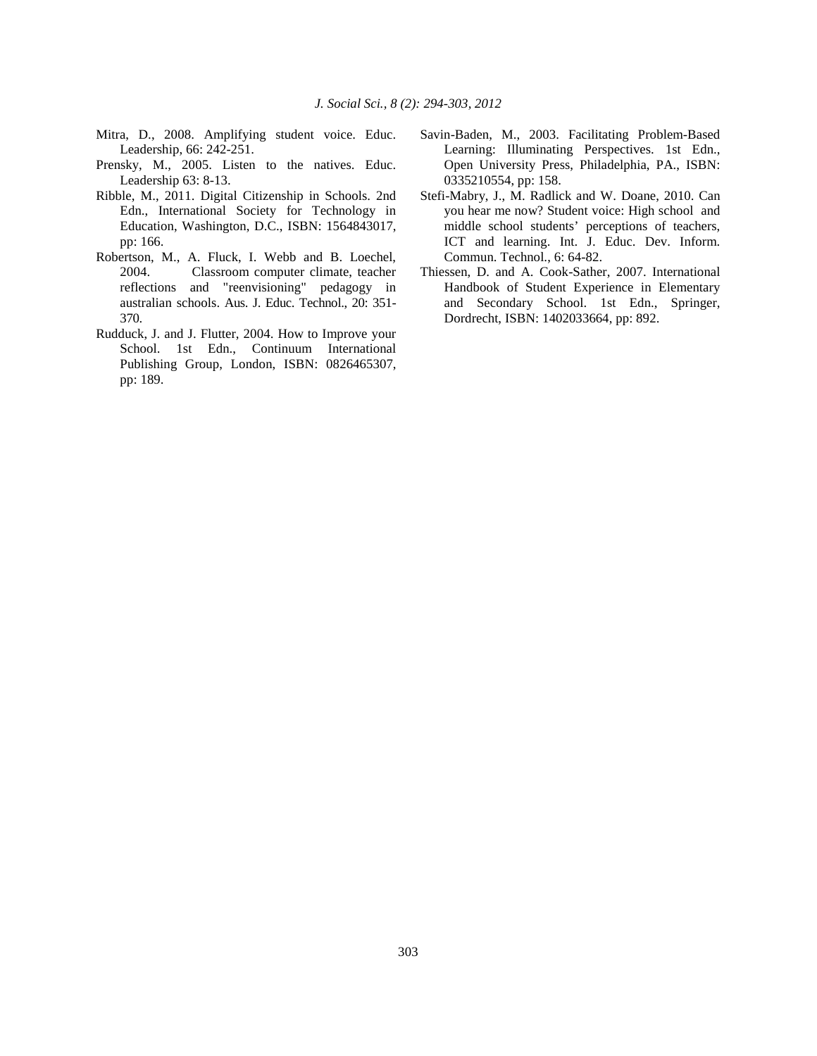Mitra, D., 2008. Amplifying student voice. Educ. Leadership, 66: 242-251.

Prensky, M., 2005. Listen to the natives. Educ. Leadership 63: 8-13.

Ribble, M., 2011. Digital Citizenship in Schools. 2nd Edn., International Society for Technology in Education, Washington, D.C., ISBN: 1564843017, pp: 166.

Robertson, M., A. Fluck, I. Webb and B. Loechel, 2004. Classroom computer climate, teacher reflections and "reenvisioning" pedagogy in australian schools. Aus. J. Educ. Technol., 20: 351-370.

Rudduck, J. and J. Flutter, 2004. How to Improve your School. 1st Edn., Continuum International Publishing Group, London, ISBN: 0826465307, pp: 189.

Savin-Baden, M., 2003. Facilitating Problem-Based Learning: Illuminating Perspectives. 1st Edn., Open University Press, Philadelphia, PA., ISBN: 0335210554, pp: 158.

Stefi-Mabry, J., M. Radlick and W. Doane, 2010. Can you hear me now? Student voice: High school and middle school students' perceptions of teachers, ICT and learning. Int. J. Educ. Dev. Inform. Commun. Technol., 6: 64-82.

Thiessen, D. and A. Cook-Sather, 2007. International Handbook of Student Experience in Elementary and Secondary School. 1st Edn., Springer, Dordrecht, ISBN: 1402033664, pp: 892.